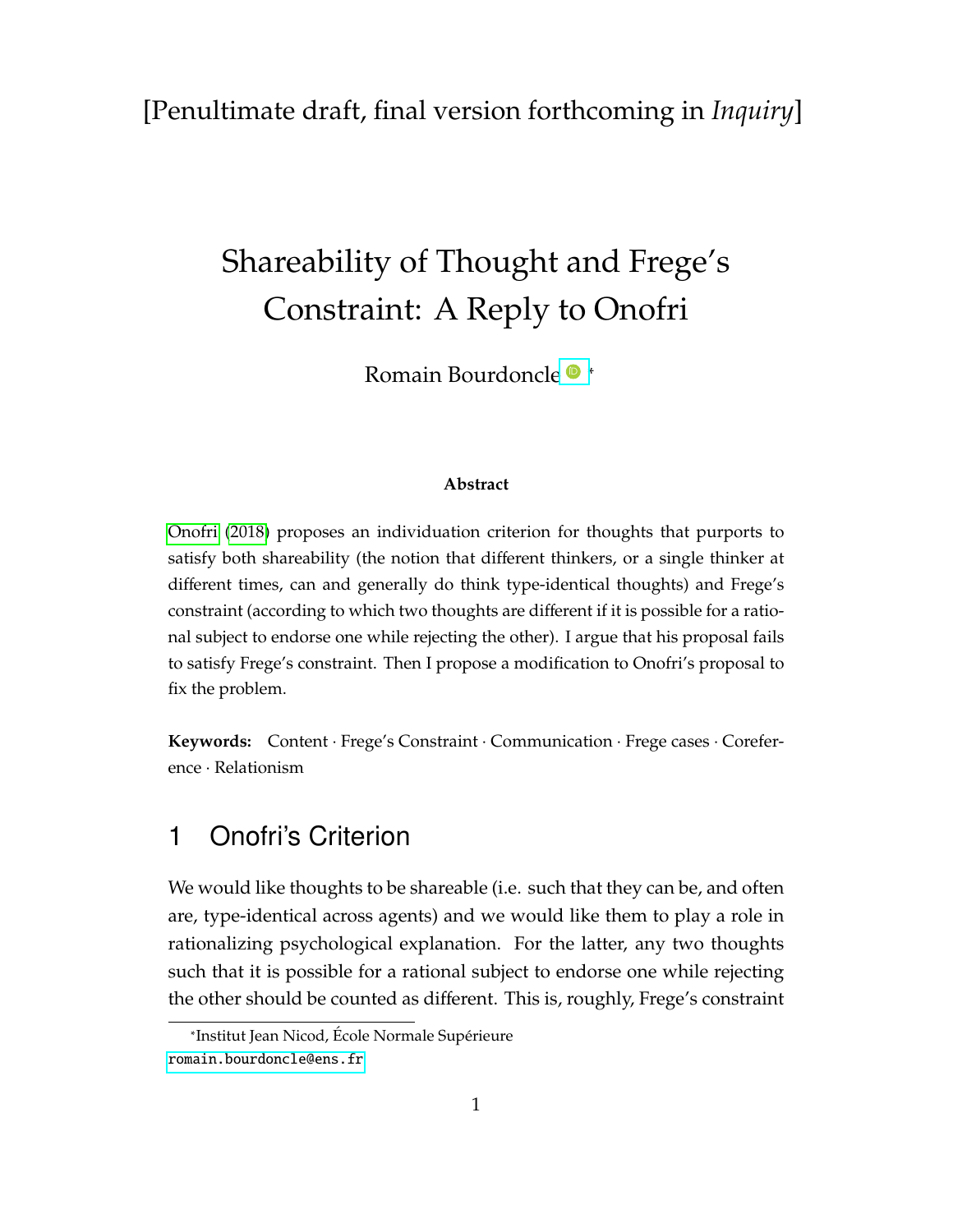[Penultimate draft, final version forthcoming in *Inquiry*]

# Shareability of Thought and Frege's Constraint: A Reply to Onofri

Romain Bourdoncle[*]

**Abstract**

Onofri (2018) proposes an individuation criterion for thoughts that purports to satisfy both shareability (the notion that different thinkers, or a single thinker at different times, can and generally do think type-identical thoughts) and Frege's constraint (according to which two thoughts are different if it is possible for a rational subject to endorse one while rejecting the other). I argue that his proposal fails to satisfy Frege's constraint. Then I propose a modification to Onofri's proposal to fix the problem.

**Keywords:** Content · Frege's Constraint · Communication · Frege cases · Coreference · Relationism

## 1 Onofri's Criterion

We would like thoughts to be shareable (i.e. such that they can be, and often are, type-identical across agents) and we would like them to play a role in rationalizing psychological explanation. For the latter, any two thoughts such that it is possible for a rational subject to endorse one while rejecting the other should be counted as different. This is, roughly, Frege's constraint

[*]Institut Jean Nicod, École Normale Supérieure
romain.bourdoncle@ens.fr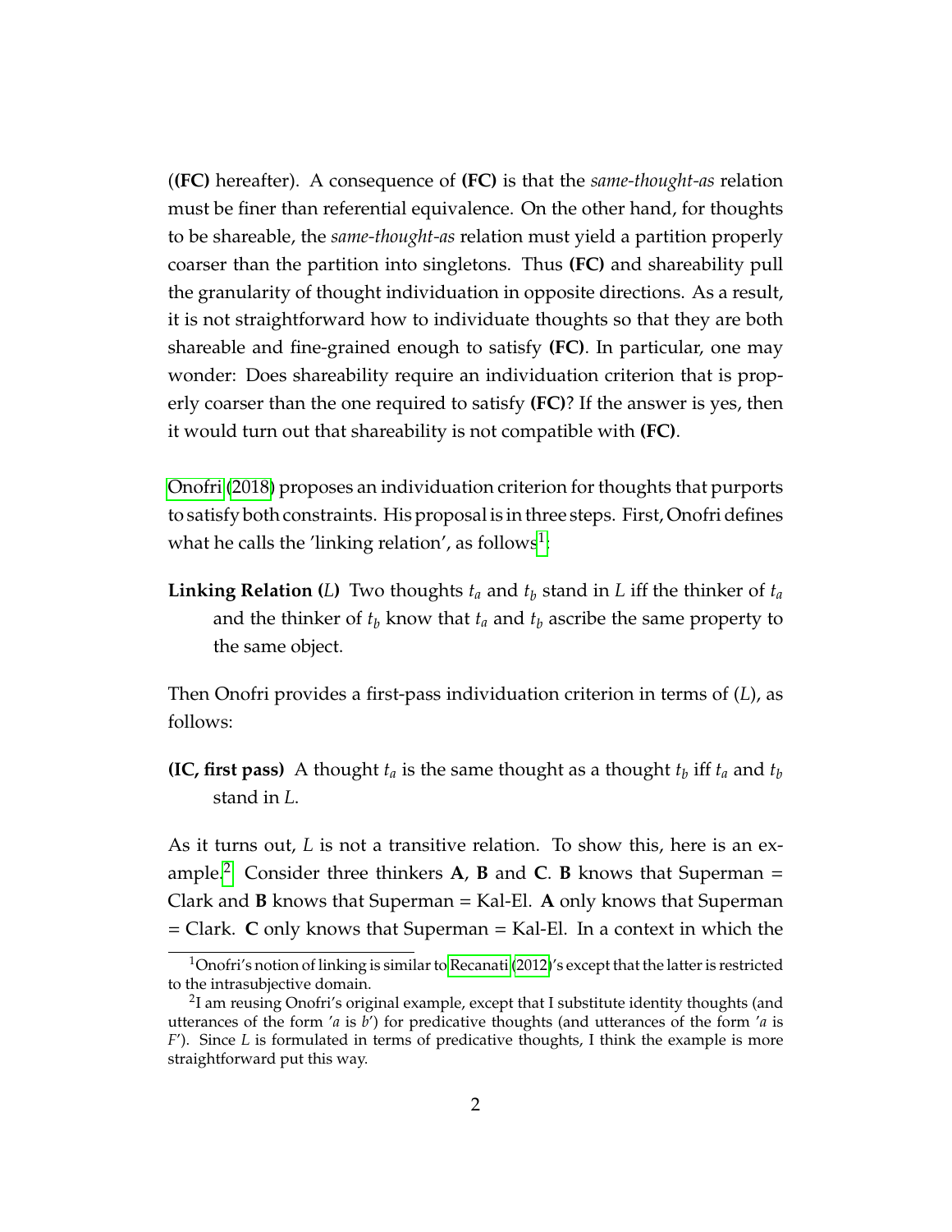(**(FC)** hereafter). A consequence of **(FC)** is that the *same-thought-as* relation must be finer than referential equivalence. On the other hand, for thoughts to be shareable, the *same-thought-as* relation must yield a partition properly coarser than the partition into singletons. Thus **(FC)** and shareability pull the granularity of thought individuation in opposite directions. As a result, it is not straightforward how to individuate thoughts so that they are both shareable and fine-grained enough to satisfy **(FC)**. In particular, one may wonder: Does shareability require an individuation criterion that is properly coarser than the one required to satisfy **(FC)**? If the answer is yes, then it would turn out that shareability is not compatible with **(FC)**.

Onofri (2018) proposes an individuation criterion for thoughts that purports to satisfy both constraints. His proposal is in three steps. First, Onofri defines what he calls the 'linking relation', as follows[1]:

**Linking Relation ($L$)** Two thoughts $t_a$ and $t_b$ stand in $L$ iff the thinker of $t_a$ and the thinker of $t_b$ know that $t_a$ and $t_b$ ascribe the same property to the same object.

Then Onofri provides a first-pass individuation criterion in terms of ($L$), as follows:

**(IC, first pass)** A thought $t_a$ is the same thought as a thought $t_b$ iff $t_a$ and $t_b$ stand in $L$.

As it turns out, $L$ is not a transitive relation. To show this, here is an example.[2] Consider three thinkers **A**, **B** and **C**. **B** knows that Superman = Clark and **B** knows that Superman = Kal-El. **A** only knows that Superman = Clark. **C** only knows that Superman = Kal-El. In a context in which the

[1] Onofri's notion of linking is similar to Recanati (2012)'s except that the latter is restricted to the intrasubjective domain.

[2] I am reusing Onofri's original example, except that I substitute identity thoughts (and utterances of the form '*a* is *b*') for predicative thoughts (and utterances of the form '*a* is *F*'). Since $L$ is formulated in terms of predicative thoughts, I think the example is more straightforward put this way.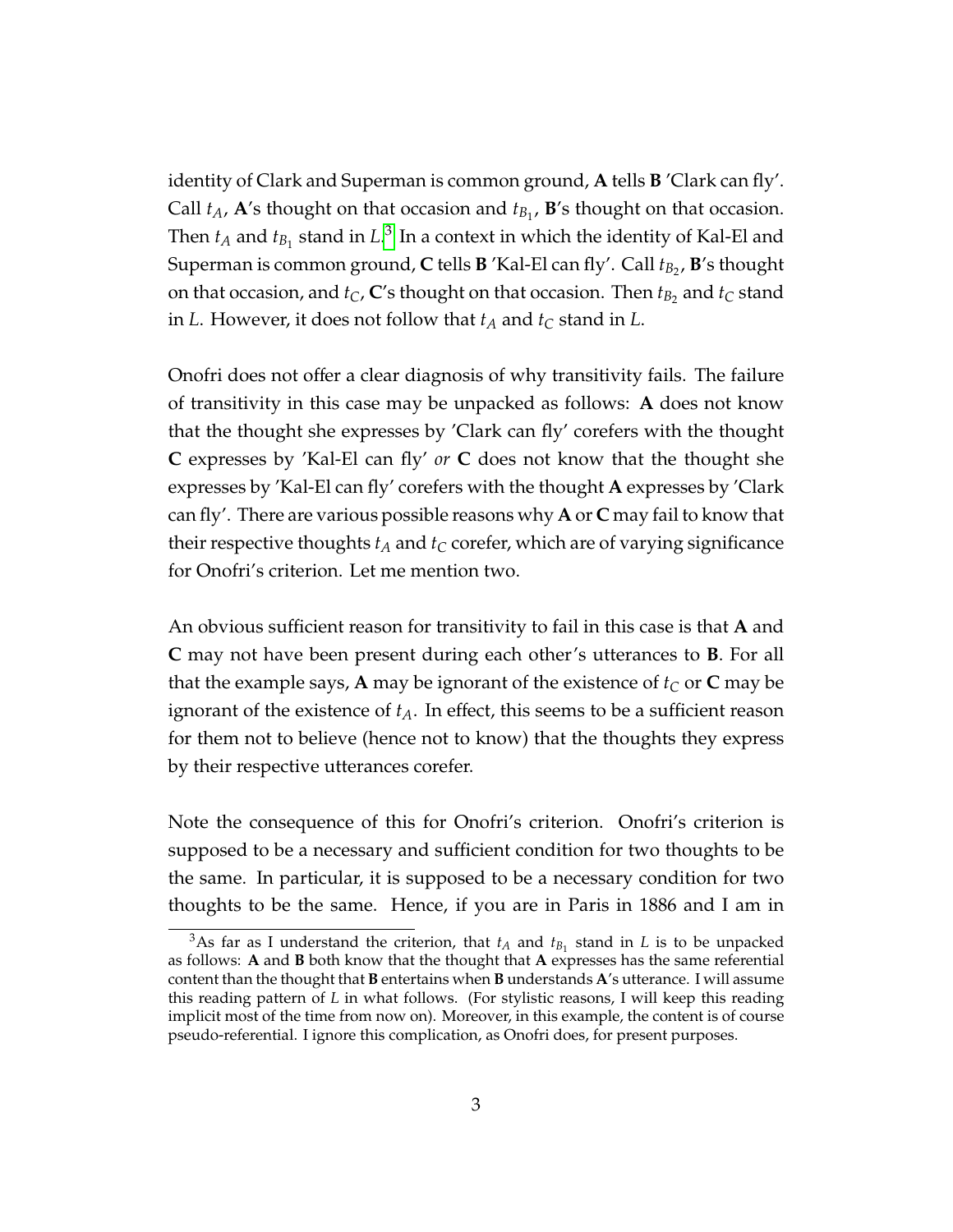identity of Clark and Superman is common ground, **A** tells **B** 'Clark can fly'. Call $t_A$, **A**'s thought on that occasion and $t_{B_1}$, **B**'s thought on that occasion. Then $t_A$ and $t_{B_1}$ stand in $L$.[3] In a context in which the identity of Kal-El and Superman is common ground, **C** tells **B** 'Kal-El can fly'. Call $t_{B_2}$, **B**'s thought on that occasion, and $t_C$, **C**'s thought on that occasion. Then $t_{B_2}$ and $t_C$ stand in $L$. However, it does not follow that $t_A$ and $t_C$ stand in $L$.

Onofri does not offer a clear diagnosis of why transitivity fails. The failure of transitivity in this case may be unpacked as follows: **A** does not know that the thought she expresses by 'Clark can fly' corefers with the thought **C** expresses by 'Kal-El can fly' *or* **C** does not know that the thought she expresses by 'Kal-El can fly' corefers with the thought **A** expresses by 'Clark can fly'. There are various possible reasons why **A** or **C** may fail to know that their respective thoughts $t_A$ and $t_C$ corefer, which are of varying significance for Onofri's criterion. Let me mention two.

An obvious sufficient reason for transitivity to fail in this case is that **A** and **C** may not have been present during each other's utterances to **B**. For all that the example says, **A** may be ignorant of the existence of $t_C$ or **C** may be ignorant of the existence of $t_A$. In effect, this seems to be a sufficient reason for them not to believe (hence not to know) that the thoughts they express by their respective utterances corefer.

Note the consequence of this for Onofri's criterion. Onofri's criterion is supposed to be a necessary and sufficient condition for two thoughts to be the same. In particular, it is supposed to be a necessary condition for two thoughts to be the same. Hence, if you are in Paris in 1886 and I am in

[3] As far as I understand the criterion, that $t_A$ and $t_{B_1}$ stand in $L$ is to be unpacked as follows: **A** and **B** both know that the thought that **A** expresses has the same referential content than the thought that **B** entertains when **B** understands **A**'s utterance. I will assume this reading pattern of $L$ in what follows. (For stylistic reasons, I will keep this reading implicit most of the time from now on). Moreover, in this example, the content is of course pseudo-referential. I ignore this complication, as Onofri does, for present purposes.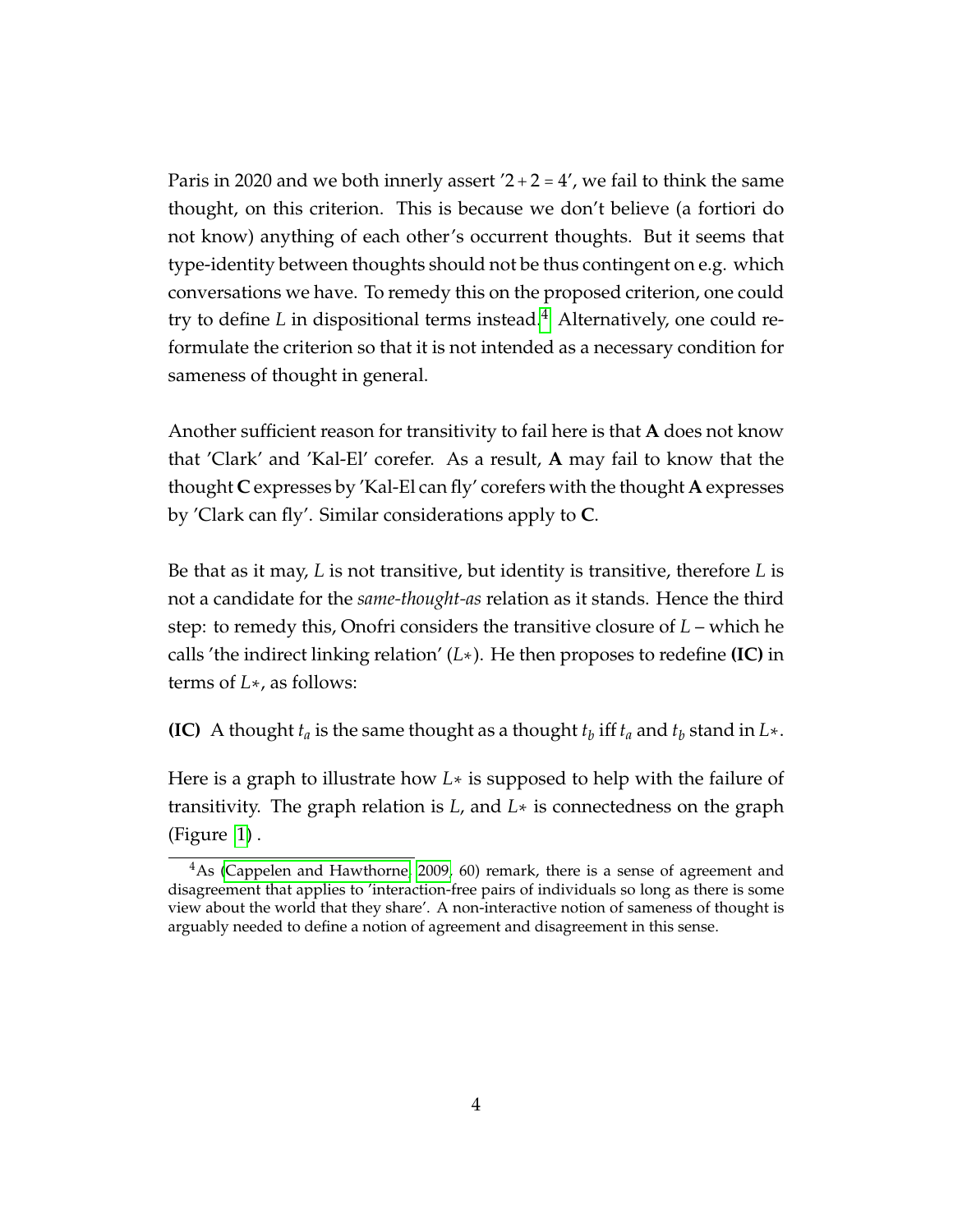Paris in 2020 and we both innerly assert '$2+2=4$', we fail to think the same thought, on this criterion. This is because we don't believe (a fortiori do not know) anything of each other's occurrent thoughts. But it seems that type-identity between thoughts should not be thus contingent on e.g. which conversations we have. To remedy this on the proposed criterion, one could try to define $L$ in dispositional terms instead.[4] Alternatively, one could reformulate the criterion so that it is not intended as a necessary condition for sameness of thought in general.

Another sufficient reason for transitivity to fail here is that **A** does not know that 'Clark' and 'Kal-El' corefer. As a result, **A** may fail to know that the thought **C** expresses by 'Kal-El can fly' corefers with the thought **A** expresses by 'Clark can fly'. Similar considerations apply to **C**.

Be that as it may, $L$ is not transitive, but identity is transitive, therefore $L$ is not a candidate for the *same-thought-as* relation as it stands. Hence the third step: to remedy this, Onofri considers the transitive closure of $L$ – which he calls 'the indirect linking relation' ($L*$). He then proposes to redefine **(IC)** in terms of $L*$, as follows:

**(IC)** A thought $t_a$ is the same thought as a thought $t_b$ iff $t_a$ and $t_b$ stand in $L*$.

Here is a graph to illustrate how $L*$ is supposed to help with the failure of transitivity. The graph relation is $L$, and $L*$ is connectedness on the graph (Figure 1).

[4] As (Cappelen and Hawthorne, 2009, 60) remark, there is a sense of agreement and disagreement that applies to 'interaction-free pairs of individuals so long as there is some view about the world that they share'. A non-interactive notion of sameness of thought is arguably needed to define a notion of agreement and disagreement in this sense.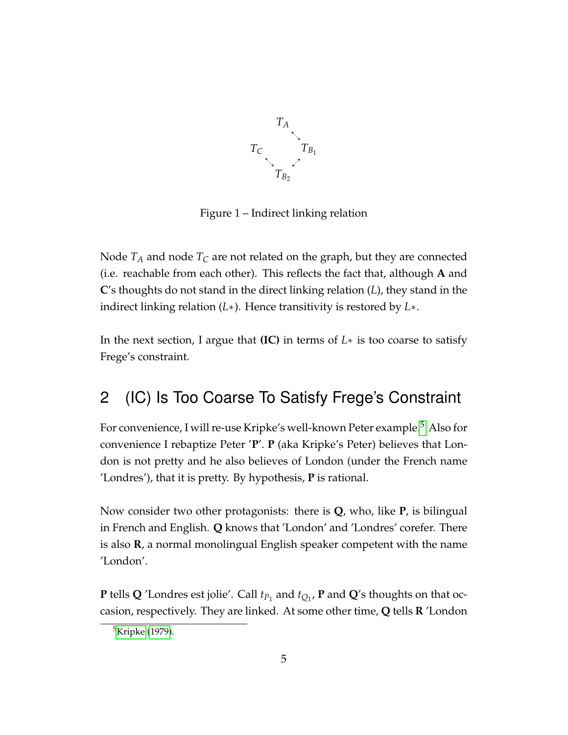$$
\begin{array}{ccc}
 & T_A & \\
 & & \nwarrow\!\!\searrow \\
T_C & & T_{B_1} \\
 & \nwarrow\!\!\searrow \quad \swarrow\!\!\nearrow & \\
 & T_{B_2} &
\end{array}
$$

Figure 1 – Indirect linking relation

Node $T_A$ and node $T_C$ are not related on the graph, but they are connected (i.e. reachable from each other). This reflects the fact that, although **A** and **C**'s thoughts do not stand in the direct linking relation ($L$), they stand in the indirect linking relation ($L*$). Hence transitivity is restored by $L*$.

In the next section, I argue that **(IC)** in terms of $L*$ is too coarse to satisfy Frege's constraint.

## 2 (IC) Is Too Coarse To Satisfy Frege's Constraint

For convenience, I will re-use Kripke's well-known Peter example.[5] Also for convenience I rebaptize Peter '**P**'. **P** (aka Kripke's Peter) believes that London is not pretty and he also believes of London (under the French name 'Londres'), that it is pretty. By hypothesis, **P** is rational.

Now consider two other protagonists: there is **Q**, who, like **P**, is bilingual in French and English. **Q** knows that 'London' and 'Londres' corefer. There is also **R**, a normal monolingual English speaker competent with the name 'London'.

**P** tells **Q** 'Londres est jolie'. Call $t_{P_1}$ and $t_{Q_1}$, **P** and **Q**'s thoughts on that occasion, respectively. They are linked. At some other time, **Q** tells **R** 'London

[5] Kripke (1979).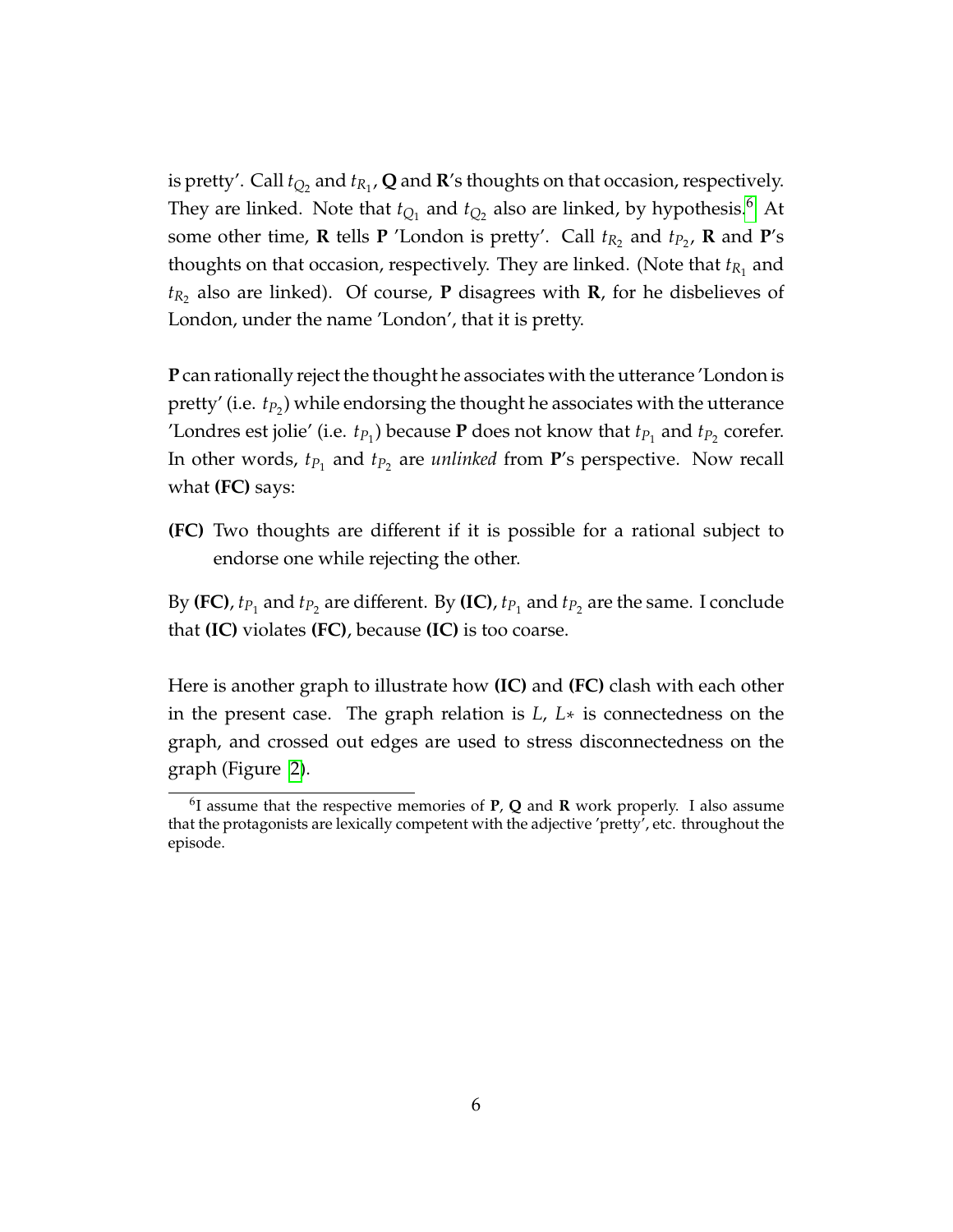is pretty'. Call $t_{Q_2}$ and $t_{R_1}$, **Q** and **R**'s thoughts on that occasion, respectively. They are linked. Note that $t_{Q_1}$ and $t_{Q_2}$ also are linked, by hypothesis.[6] At some other time, **R** tells **P** 'London is pretty'. Call $t_{R_2}$ and $t_{P_2}$, **R** and **P**'s thoughts on that occasion, respectively. They are linked. (Note that $t_{R_1}$ and $t_{R_2}$ also are linked). Of course, **P** disagrees with **R**, for he disbelieves of London, under the name 'London', that it is pretty.

**P** can rationally reject the thought he associates with the utterance 'London is pretty' (i.e. $t_{P_2}$) while endorsing the thought he associates with the utterance 'Londres est jolie' (i.e. $t_{P_1}$) because **P** does not know that $t_{P_1}$ and $t_{P_2}$ corefer. In other words, $t_{P_1}$ and $t_{P_2}$ are *unlinked* from **P**'s perspective. Now recall what **(FC)** says:

**(FC)** Two thoughts are different if it is possible for a rational subject to endorse one while rejecting the other.

By **(FC)**, $t_{P_1}$ and $t_{P_2}$ are different. By **(IC)**, $t_{P_1}$ and $t_{P_2}$ are the same. I conclude that **(IC)** violates **(FC)**, because **(IC)** is too coarse.

Here is another graph to illustrate how **(IC)** and **(FC)** clash with each other in the present case. The graph relation is $L$, $L*$ is connectedness on the graph, and crossed out edges are used to stress disconnectedness on the graph (Figure 2).

[6] I assume that the respective memories of **P**, **Q** and **R** work properly. I also assume that the protagonists are lexically competent with the adjective 'pretty', etc. throughout the episode.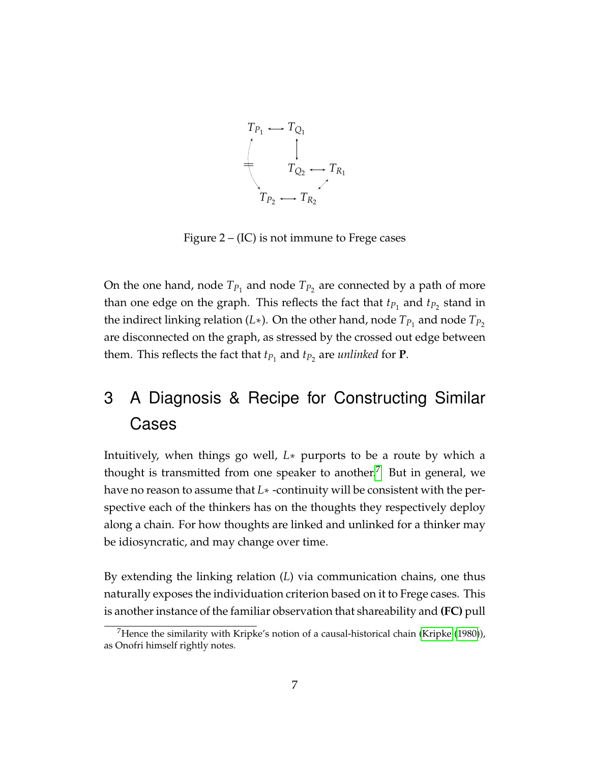Figure 2 – (IC) is not immune to Frege cases

On the one hand, node $T_{P_1}$ and node $T_{P_2}$ are connected by a path of more than one edge on the graph. This reflects the fact that $t_{P_1}$ and $t_{P_2}$ stand in the indirect linking relation ($L*$). On the other hand, node $T_{P_1}$ and node $T_{P_2}$ are disconnected on the graph, as stressed by the crossed out edge between them. This reflects the fact that $t_{P_1}$ and $t_{P_2}$ are *unlinked* for **P**.

## 3 A Diagnosis & Recipe for Constructing Similar Cases

Intuitively, when things go well, $L*$ purports to be a route by which a thought is transmitted from one speaker to another.[7] But in general, we have no reason to assume that $L*$ -continuity will be consistent with the perspective each of the thinkers has on the thoughts they respectively deploy along a chain. For how thoughts are linked and unlinked for a thinker may be idiosyncratic, and may change over time.

By extending the linking relation ($L$) via communication chains, one thus naturally exposes the individuation criterion based on it to Frege cases. This is another instance of the familiar observation that shareability and **(FC)** pull

[7] Hence the similarity with Kripke's notion of a causal-historical chain (Kripke (1980)), as Onofri himself rightly notes.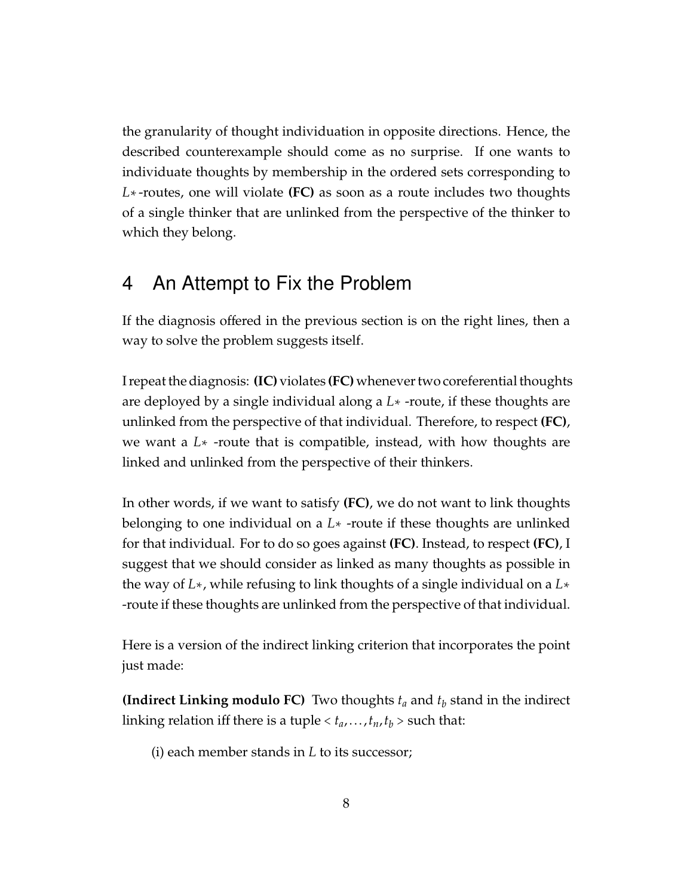the granularity of thought individuation in opposite directions. Hence, the described counterexample should come as no surprise. If one wants to individuate thoughts by membership in the ordered sets corresponding to $L*$-routes, one will violate **(FC)** as soon as a route includes two thoughts of a single thinker that are unlinked from the perspective of the thinker to which they belong.

## 4 An Attempt to Fix the Problem

If the diagnosis offered in the previous section is on the right lines, then a way to solve the problem suggests itself.

I repeat the diagnosis: **(IC)** violates **(FC)** whenever two coreferential thoughts are deployed by a single individual along a $L*$ -route, if these thoughts are unlinked from the perspective of that individual. Therefore, to respect **(FC)**, we want a $L*$ -route that is compatible, instead, with how thoughts are linked and unlinked from the perspective of their thinkers.

In other words, if we want to satisfy **(FC)**, we do not want to link thoughts belonging to one individual on a $L*$ -route if these thoughts are unlinked for that individual. For to do so goes against **(FC)**. Instead, to respect **(FC)**, I suggest that we should consider as linked as many thoughts as possible in the way of $L*$, while refusing to link thoughts of a single individual on a $L*$ -route if these thoughts are unlinked from the perspective of that individual.

Here is a version of the indirect linking criterion that incorporates the point just made:

**(Indirect Linking modulo FC)** Two thoughts $t_a$ and $t_b$ stand in the indirect linking relation iff there is a tuple $< t_a, \ldots, t_n, t_b >$ such that:

(i) each member stands in $L$ to its successor;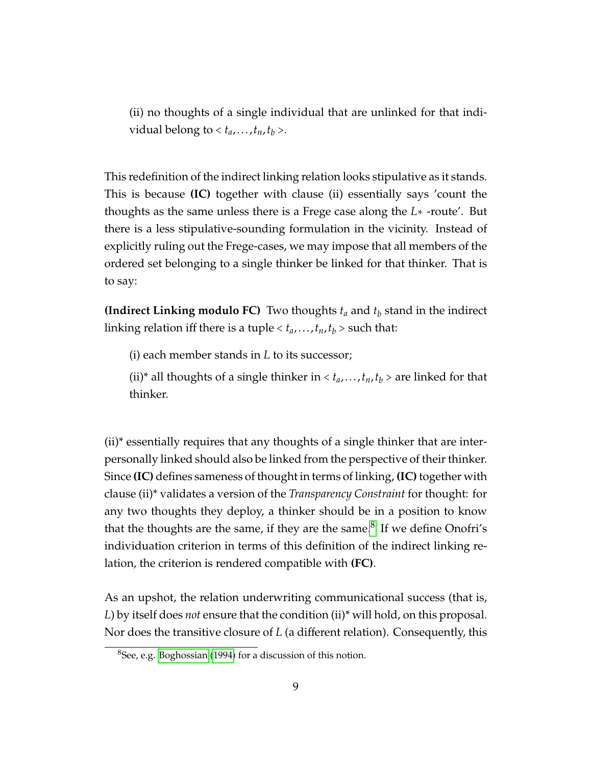(ii) no thoughts of a single individual that are unlinked for that individual belong to $< t_a, \ldots, t_n, t_b >$.

This redefinition of the indirect linking relation looks stipulative as it stands. This is because **(IC)** together with clause (ii) essentially says 'count the thoughts as the same unless there is a Frege case along the $L*$ -route'. But there is a less stipulative-sounding formulation in the vicinity. Instead of explicitly ruling out the Frege-cases, we may impose that all members of the ordered set belonging to a single thinker be linked for that thinker. That is to say:

**(Indirect Linking modulo FC)** Two thoughts $t_a$ and $t_b$ stand in the indirect linking relation iff there is a tuple $< t_a, \ldots, t_n, t_b >$ such that:

(i) each member stands in $L$ to its successor;

(ii)* all thoughts of a single thinker in $< t_a, \ldots, t_n, t_b >$ are linked for that thinker.

(ii)* essentially requires that any thoughts of a single thinker that are interpersonally linked should also be linked from the perspective of their thinker. Since **(IC)** defines sameness of thought in terms of linking, **(IC)** together with clause (ii)* validates a version of the *Transparency Constraint* for thought: for any two thoughts they deploy, a thinker should be in a position to know that the thoughts are the same, if they are the same.[8] If we define Onofri's individuation criterion in terms of this definition of the indirect linking relation, the criterion is rendered compatible with **(FC)**.

As an upshot, the relation underwriting communicational success (that is, $L$) by itself does *not* ensure that the condition (ii)* will hold, on this proposal. Nor does the transitive closure of $L$ (a different relation). Consequently, this

[8] See, e.g. Boghossian (1994) for a discussion of this notion.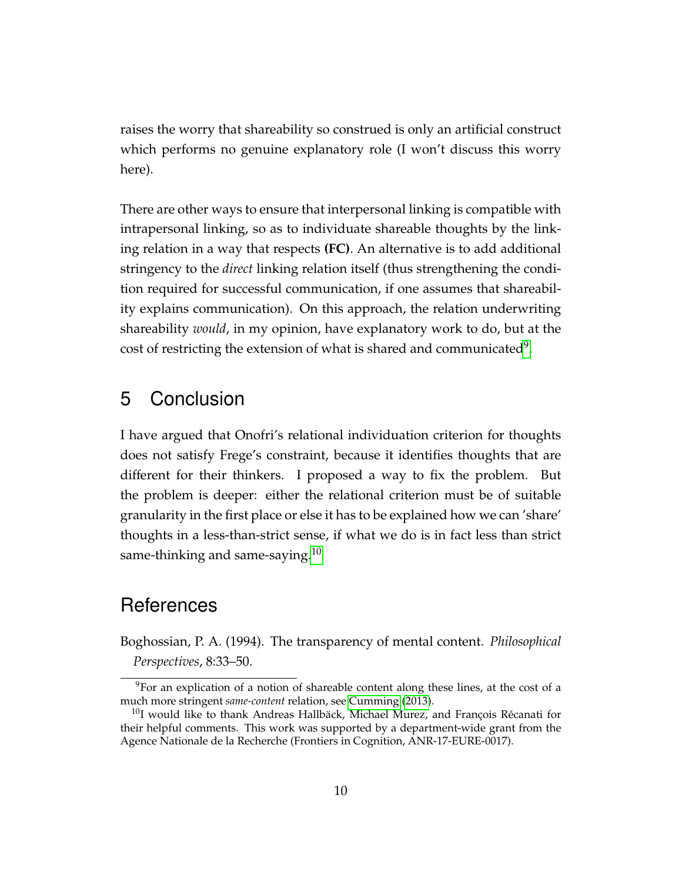raises the worry that shareability so construed is only an artificial construct which performs no genuine explanatory role (I won't discuss this worry here).

There are other ways to ensure that interpersonal linking is compatible with intrapersonal linking, so as to individuate shareable thoughts by the linking relation in a way that respects **(FC)**. An alternative is to add additional stringency to the *direct* linking relation itself (thus strengthening the condition required for successful communication, if one assumes that shareability explains communication). On this approach, the relation underwriting shareability *would*, in my opinion, have explanatory work to do, but at the cost of restricting the extension of what is shared and communicated[9].

## 5 Conclusion

I have argued that Onofri's relational individuation criterion for thoughts does not satisfy Frege's constraint, because it identifies thoughts that are different for their thinkers. I proposed a way to fix the problem. But the problem is deeper: either the relational criterion must be of suitable granularity in the first place or else it has to be explained how we can 'share' thoughts in a less-than-strict sense, if what we do is in fact less than strict same-thinking and same-saying.[10]

## References

Boghossian, P. A. (1994). The transparency of mental content. *Philosophical Perspectives*, 8:33–50.

[9]For an explication of a notion of shareable content along these lines, at the cost of a much more stringent *same-content* relation, see Cumming (2013).

[10]I would like to thank Andreas Hallbäck, Michael Murez, and François Récanati for their helpful comments. This work was supported by a department-wide grant from the Agence Nationale de la Recherche (Frontiers in Cognition, ANR-17-EURE-0017).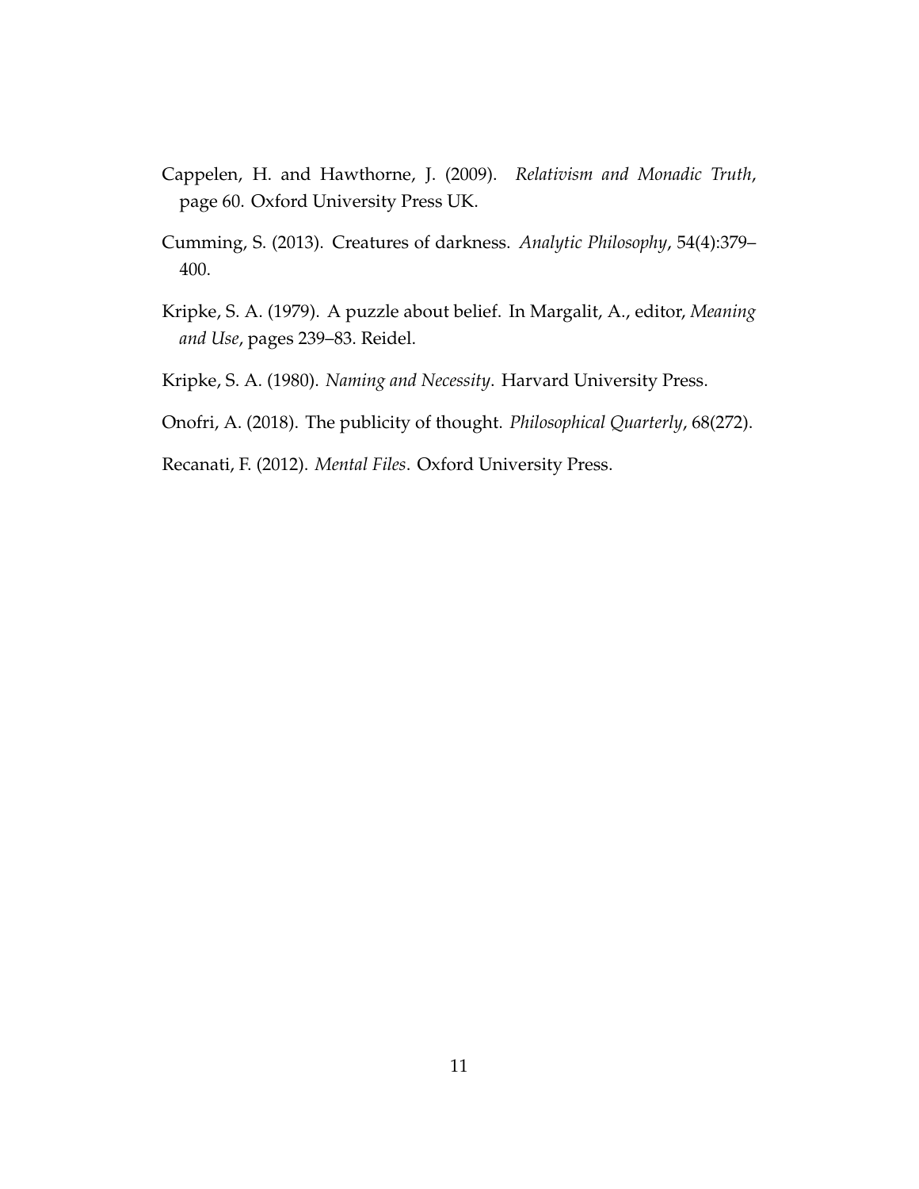Cappelen, H. and Hawthorne, J. (2009). *Relativism and Monadic Truth*, page 60. Oxford University Press UK.

Cumming, S. (2013). Creatures of darkness. *Analytic Philosophy*, 54(4):379–400.

Kripke, S. A. (1979). A puzzle about belief. In Margalit, A., editor, *Meaning and Use*, pages 239–83. Reidel.

Kripke, S. A. (1980). *Naming and Necessity*. Harvard University Press.

Onofri, A. (2018). The publicity of thought. *Philosophical Quarterly*, 68(272).

Recanati, F. (2012). *Mental Files*. Oxford University Press.